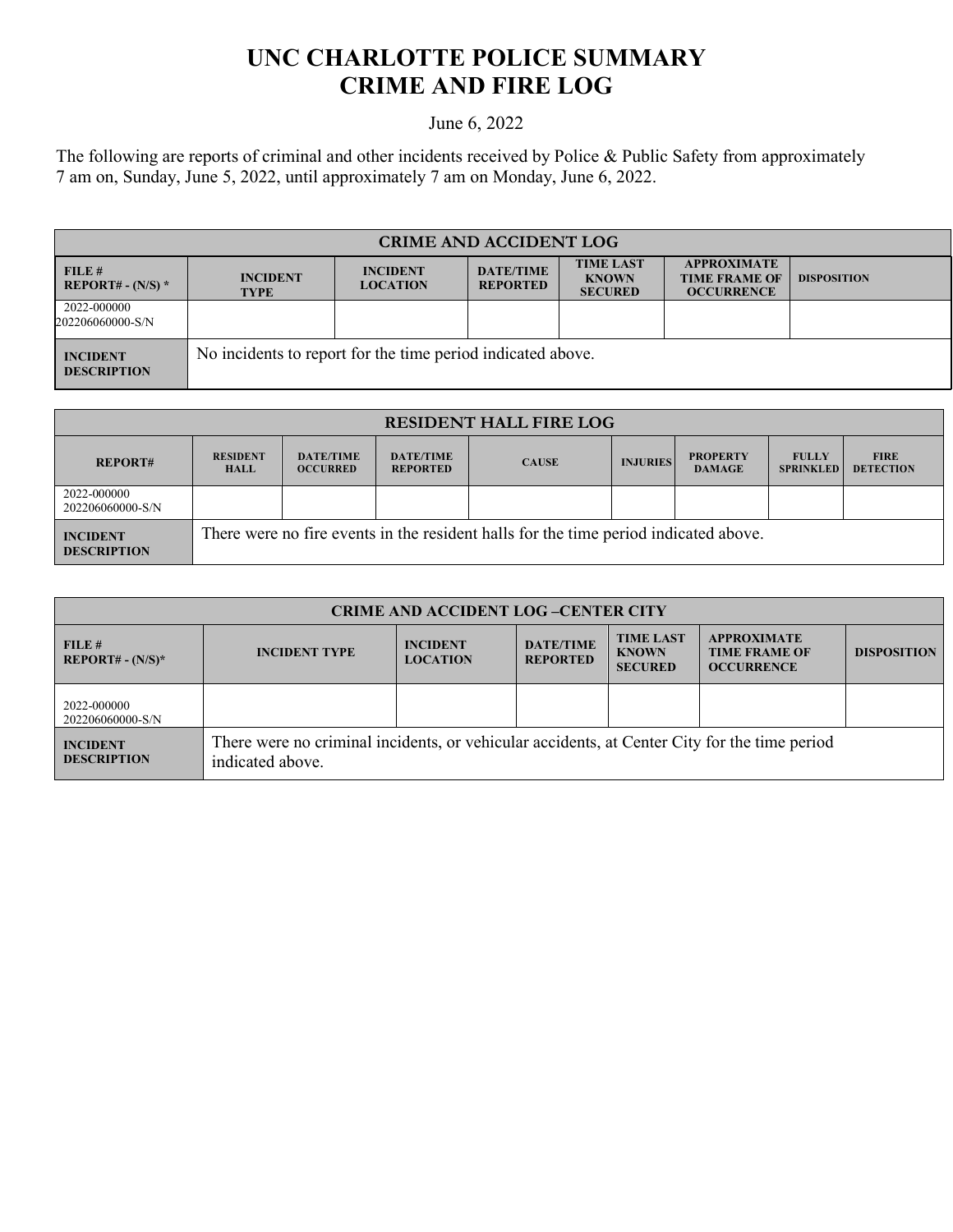# UNC CHARLOTTE POLICE SUMMARY
# CRIME AND FIRE LOG

June 6, 2022

The following are reports of criminal and other incidents received by Police & Public Safety from approximately 7 am on, Sunday, June 5, 2022, until approximately 7 am on Monday, June 6, 2022.

| CRIME AND ACCIDENT LOG | | | | | | |
|---|---|---|---|---|---|---|
| FILE # REPORT# - (N/S) * | INCIDENT TYPE | INCIDENT LOCATION | DATE/TIME REPORTED | TIME LAST KNOWN SECURED | APPROXIMATE TIME FRAME OF OCCURRENCE | DISPOSITION |
| 2022-000000 202206060000-S/N | | | | | | |
| INCIDENT DESCRIPTION | No incidents to report for the time period indicated above. | | | | | |

| RESIDENT HALL FIRE LOG | | | | | | | | |
|---|---|---|---|---|---|---|---|---|
| REPORT# | RESIDENT HALL | DATE/TIME OCCURRED | DATE/TIME REPORTED | CAUSE | INJURIES | PROPERTY DAMAGE | FULLY SPRINKLED | FIRE DETECTION |
| 2022-000000 202206060000-S/N | | | | | | | | |
| INCIDENT DESCRIPTION | There were no fire events in the resident halls for the time period indicated above. | | | | | | | |

| CRIME AND ACCIDENT LOG –CENTER CITY | | | | | | |
|---|---|---|---|---|---|---|
| FILE # REPORT# - (N/S)* | INCIDENT TYPE | INCIDENT LOCATION | DATE/TIME REPORTED | TIME LAST KNOWN SECURED | APPROXIMATE TIME FRAME OF OCCURRENCE | DISPOSITION |
| 2022-000000 202206060000-S/N | | | | | | |
| INCIDENT DESCRIPTION | There were no criminal incidents, or vehicular accidents, at Center City for the time period indicated above. | | | | | |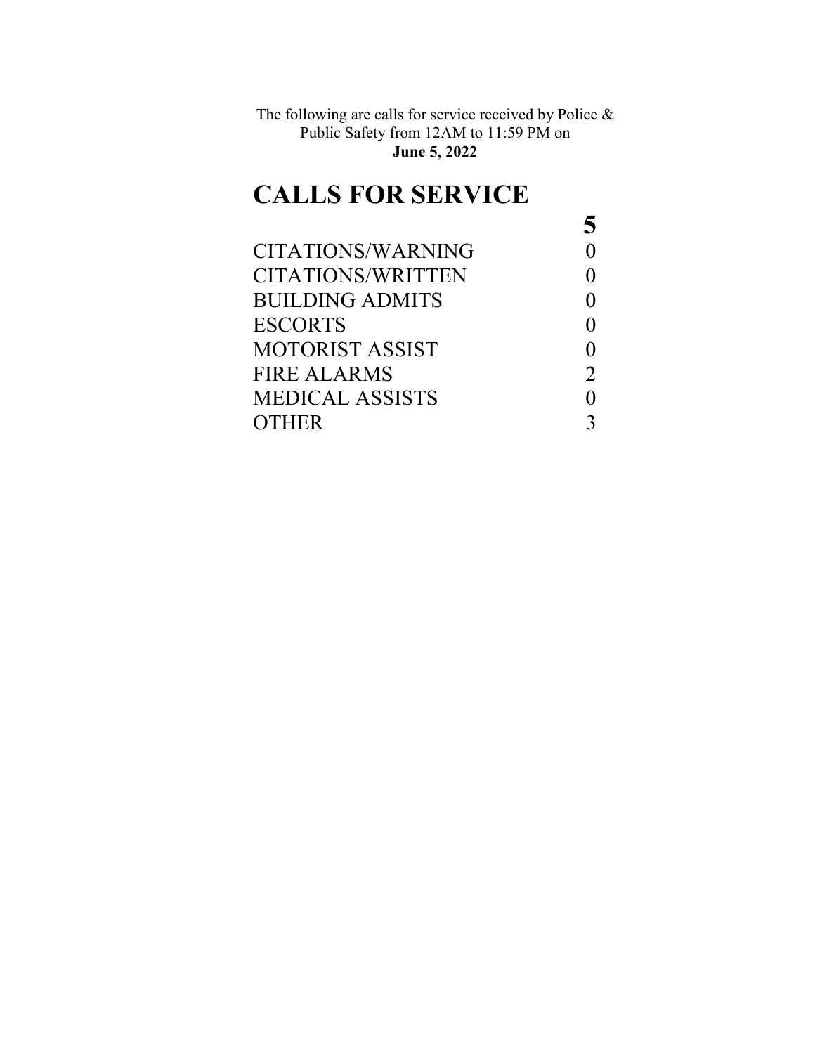The following are calls for service received by Police & Public Safety from 12AM to 11:59 PM on
**June 5, 2022**

# CALLS FOR SERVICE

| | |
|---|---|
| | **5** |
| CITATIONS/WARNING | 0 |
| CITATIONS/WRITTEN | 0 |
| BUILDING ADMITS | 0 |
| ESCORTS | 0 |
| MOTORIST ASSIST | 0 |
| FIRE ALARMS | 2 |
| MEDICAL ASSISTS | 0 |
| OTHER | 3 |